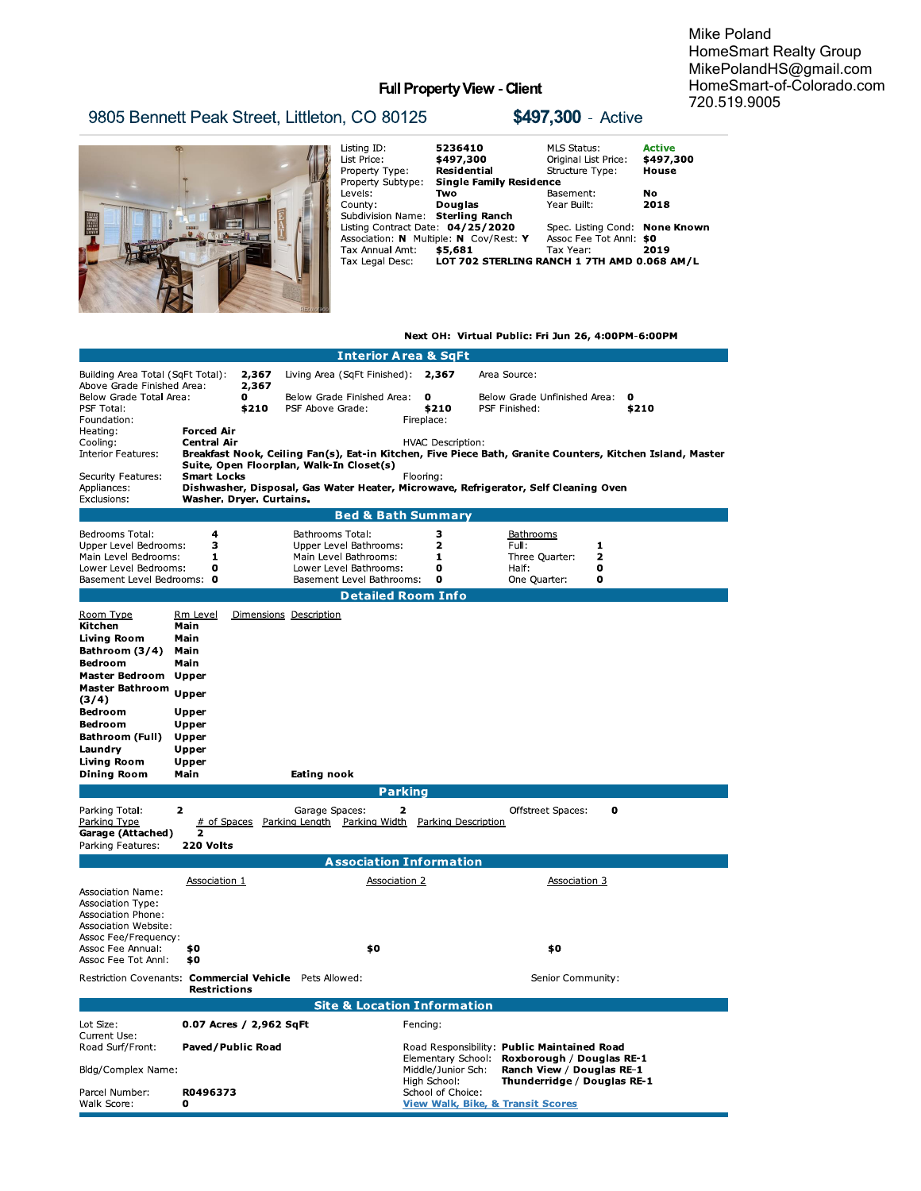Mike Poland
HomeSmart Realty Group
MikePolandHS@gmail.com
HomeSmart-of-Colorado.com
720.519.9005

# Full Property View - Client

## 9805 Bennett Peak Street, Littleton, CO 80125 — $497,300 - Active

| | | | |
|---|---|---|---|
| Listing ID: | **5236410** | MLS Status: | **Active** |
| List Price: | **$497,300** | Original List Price: | **$497,300** |
| Property Type: | **Residential** | Structure Type: | **House** |
| Property Subtype: | **Single Family Residence** | | |
| Levels: | **Two** | Basement: | **No** |
| County: | **Douglas** | Year Built: | **2018** |
| Subdivision Name: | **Sterling Ranch** | | |
| Listing Contract Date: | **04/25/2020** | Spec. Listing Cond: | **None Known** |
| Association: **N** Multiple: **N** Cov/Rest: **Y** | | Assoc Fee Tot Annl: | **$0** |
| Tax Annual Amt: | **$5,681** | Tax Year: | **2019** |
| Tax Legal Desc: | **LOT 702 STERLING RANCH 1 7TH AMD 0.068 AM/L** | | |

**Next OH: Virtual Public: Fri Jun 26, 4:00PM-6:00PM**

## Interior Area & SqFt

Building Area Total (SqFt Total): **2,367** | Living Area (SqFt Finished): **2,367** | Area Source:
Above Grade Finished Area: **2,367**
Below Grade Total Area: **0** | Below Grade Finished Area: **0** | Below Grade Unfinished Area: **0**
PSF Total: **$210** | PSF Above Grade: **$210** | PSF Finished: **$210**
Foundation: | Fireplace:
Heating: **Forced Air**
Cooling: **Central Air** | HVAC Description:
Interior Features: **Breakfast Nook, Ceiling Fan(s), Eat-in Kitchen, Five Piece Bath, Granite Counters, Kitchen Island, Master Suite, Open Floorplan, Walk-In Closet(s)**
Security Features: **Smart Locks** | Flooring:
Appliances: **Dishwasher, Disposal, Gas Water Heater, Microwave, Refrigerator, Self Cleaning Oven**
Exclusions: **Washer. Dryer. Curtains.**

## Bed & Bath Summary

| | | | | Bathrooms | |
|---|---|---|---|---|---|
| Bedrooms Total: | **4** | Bathrooms Total: | **3** | Full: | **1** |
| Upper Level Bedrooms: | **3** | Upper Level Bathrooms: | **2** | Three Quarter: | **2** |
| Main Level Bedrooms: | **1** | Main Level Bathrooms: | **1** | Half: | **0** |
| Lower Level Bedrooms: | **0** | Lower Level Bathrooms: | **0** | One Quarter: | **0** |
| Basement Level Bedrooms: | **0** | Basement Level Bathrooms: | **0** | | |

## Detailed Room Info

| Room Type | Rm Level | Dimensions | Description |
|---|---|---|---|
| **Kitchen** | **Main** | | |
| **Living Room** | **Main** | | |
| **Bathroom (3/4)** | **Main** | | |
| **Bedroom** | **Main** | | |
| **Master Bedroom** | **Upper** | | |
| **Master Bathroom (3/4)** | **Upper** | | |
| **Bedroom** | **Upper** | | |
| **Bedroom** | **Upper** | | |
| **Bathroom (Full)** | **Upper** | | |
| **Laundry** | **Upper** | | |
| **Living Room** | **Upper** | | |
| **Dining Room** | **Main** | | **Eating nook** |

## Parking

Parking Total: **2** | Garage Spaces: **2** | Offstreet Spaces: **0**

| Parking Type | # of Spaces | Parking Length | Parking Width | Parking Description |
|---|---|---|---|---|
| **Garage (Attached)** | **2** | | | |

Parking Features: **220 Volts**

## Association Information

| | Association 1 | Association 2 | Association 3 |
|---|---|---|---|
| Association Name: | | | |
| Association Type: | | | |
| Association Phone: | | | |
| Association Website: | | | |
| Assoc Fee/Frequency: | | | |
| Assoc Fee Annual: | **$0** | **$0** | **$0** |
| Assoc Fee Tot Annl: | **$0** | | |

Restriction Covenants: **Commercial Vehicle Restrictions** | Pets Allowed: | Senior Community:

## Site & Location Information

Lot Size: **0.07 Acres / 2,962 SqFt** | Fencing:
Current Use:
Road Surf/Front: **Paved/Public Road** | Road Responsibility: **Public Maintained Road**
Elementary School: **Roxborough / Douglas RE-1**
Bldg/Complex Name: | Middle/Junior Sch: **Ranch View / Douglas RE-1**
High School: **Thunderidge / Douglas RE-1**
Parcel Number: **R0496373** | School of Choice:
Walk Score: **0** | View Walk, Bike, & Transit Scores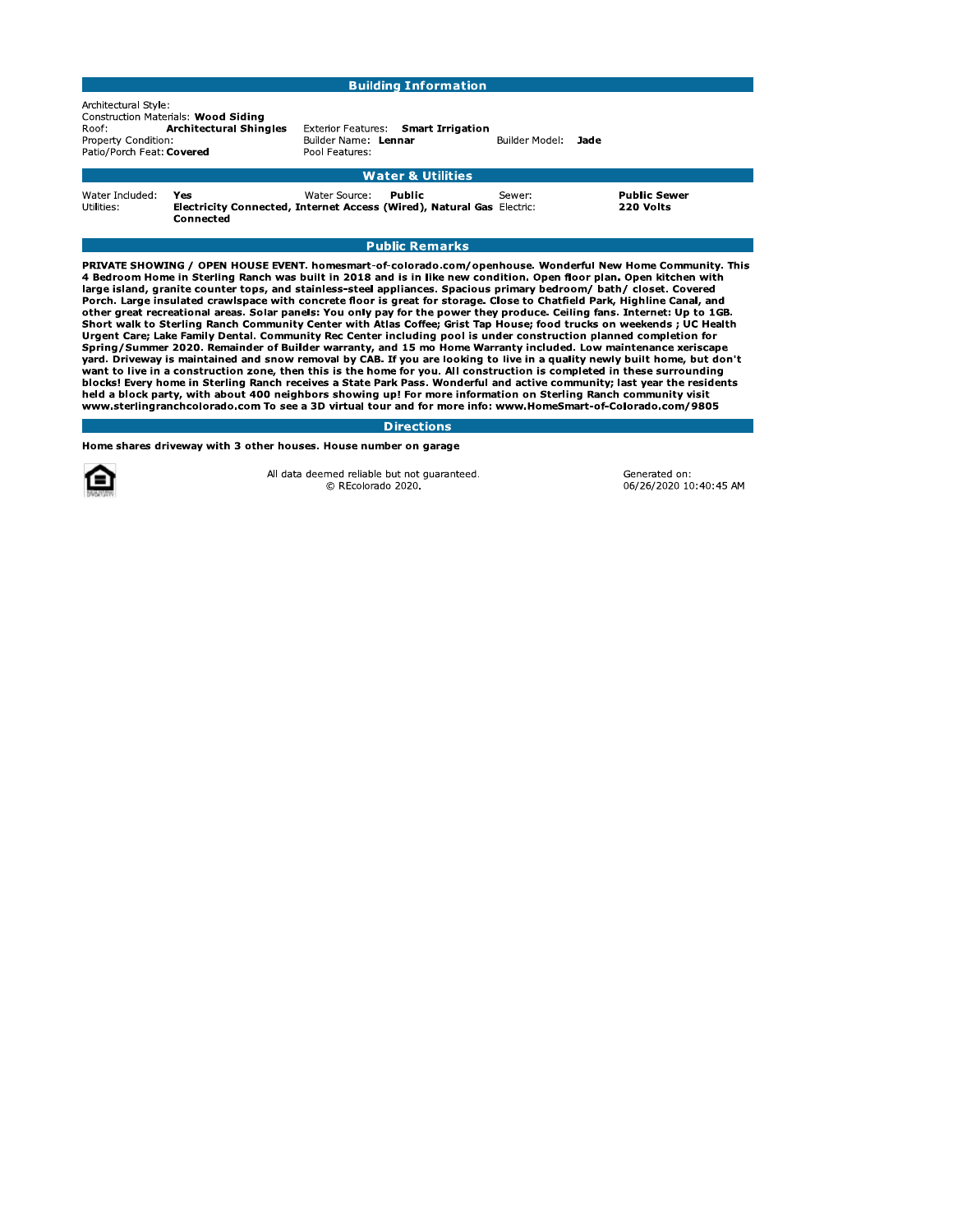## Building Information

Architectural Style:
Construction Materials: **Wood Siding**

| | | | | | |
|---|---|---|---|---|---|
| Roof: | **Architectural Shingles** | Exterior Features: | **Smart Irrigation** | | |
| Property Condition: | | Builder Name: | **Lennar** | Builder Model: | **Jade** |
| Patio/Porch Feat: | **Covered** | Pool Features: | | | |

## Water & Utilities

| | | | | | |
|---|---|---|---|---|---|
| Water Included: | **Yes** | Water Source: | **Public** | Sewer: | **Public Sewer** |
| Utilities: | **Electricity Connected, Internet Access (Wired), Natural Gas Connected** | | | Electric: | **220 Volts** |

## Public Remarks

**PRIVATE SHOWING / OPEN HOUSE EVENT. homesmart-of-colorado.com/openhouse. Wonderful New Home Community. This 4 Bedroom Home in Sterling Ranch was built in 2018 and is in like new condition. Open floor plan. Open kitchen with large island, granite counter tops, and stainless-steel appliances. Spacious primary bedroom/ bath/ closet. Covered Porch. Large insulated crawlspace with concrete floor is great for storage. Close to Chatfield Park, Highline Canal, and other great recreational areas. Solar panels: You only pay for the power they produce. Ceiling fans. Internet: Up to 1GB. Short walk to Sterling Ranch Community Center with Atlas Coffee; Grist Tap House; food trucks on weekends ; UC Health Urgent Care; Lake Family Dental. Community Rec Center including pool is under construction planned completion for Spring/Summer 2020. Remainder of Builder warranty, and 15 mo Home Warranty included. Low maintenance xeriscape yard. Driveway is maintained and snow removal by CAB. If you are looking to live in a quality newly built home, but don't want to live in a construction zone, then this is the home for you. All construction is completed in these surrounding blocks! Every home in Sterling Ranch receives a State Park Pass. Wonderful and active community; last year the residents held a block party, with about 400 neighbors showing up! For more information on Sterling Ranch community visit www.sterlingranchcolorado.com To see a 3D virtual tour and for more info: www.HomeSmart-of-Colorado.com/9805**

## Directions

**Home shares driveway with 3 other houses. House number on garage**

All data deemed reliable but not guaranteed.
© REcolorado 2020.

Generated on:
06/26/2020 10:40:45 AM